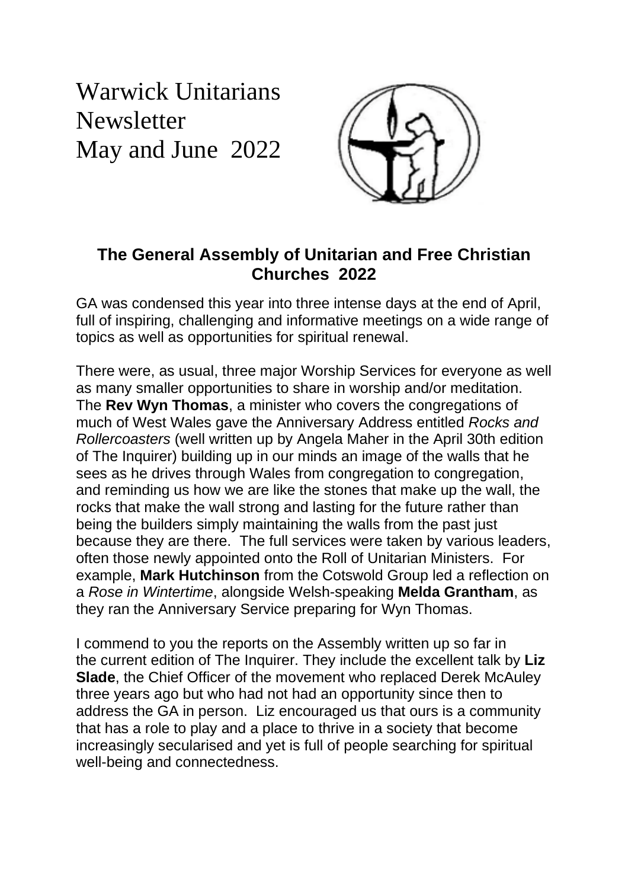# Warwick Unitarians Newsletter
# May and June 2022

## The General Assembly of Unitarian and Free Christian Churches 2022

GA was condensed this year into three intense days at the end of April, full of inspiring, challenging and informative meetings on a wide range of topics as well as opportunities for spiritual renewal.

There were, as usual, three major Worship Services for everyone as well as many smaller opportunities to share in worship and/or meditation. The **Rev Wyn Thomas**, a minister who covers the congregations of much of West Wales gave the Anniversary Address entitled *Rocks and Rollercoasters* (well written up by Angela Maher in the April 30th edition of The Inquirer) building up in our minds an image of the walls that he sees as he drives through Wales from congregation to congregation, and reminding us how we are like the stones that make up the wall, the rocks that make the wall strong and lasting for the future rather than being the builders simply maintaining the walls from the past just because they are there. The full services were taken by various leaders, often those newly appointed onto the Roll of Unitarian Ministers. For example, **Mark Hutchinson** from the Cotswold Group led a reflection on a *Rose in Wintertime*, alongside Welsh-speaking **Melda Grantham**, as they ran the Anniversary Service preparing for Wyn Thomas.

I commend to you the reports on the Assembly written up so far in the current edition of The Inquirer. They include the excellent talk by **Liz Slade**, the Chief Officer of the movement who replaced Derek McAuley three years ago but who had not had an opportunity since then to address the GA in person. Liz encouraged us that ours is a community that has a role to play and a place to thrive in a society that become increasingly secularised and yet is full of people searching for spiritual well-being and connectedness.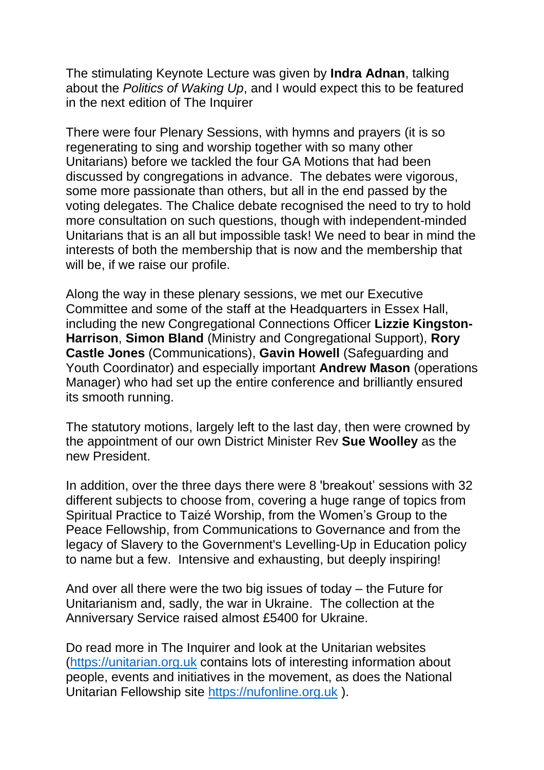The stimulating Keynote Lecture was given by **Indra Adnan**, talking about the *Politics of Waking Up*, and I would expect this to be featured in the next edition of The Inquirer

There were four Plenary Sessions, with hymns and prayers (it is so regenerating to sing and worship together with so many other Unitarians) before we tackled the four GA Motions that had been discussed by congregations in advance. The debates were vigorous, some more passionate than others, but all in the end passed by the voting delegates. The Chalice debate recognised the need to try to hold more consultation on such questions, though with independent-minded Unitarians that is an all but impossible task! We need to bear in mind the interests of both the membership that is now and the membership that will be, if we raise our profile.

Along the way in these plenary sessions, we met our Executive Committee and some of the staff at the Headquarters in Essex Hall, including the new Congregational Connections Officer **Lizzie Kingston-Harrison**, **Simon Bland** (Ministry and Congregational Support), **Rory Castle Jones** (Communications), **Gavin Howell** (Safeguarding and Youth Coordinator) and especially important **Andrew Mason** (operations Manager) who had set up the entire conference and brilliantly ensured its smooth running.

The statutory motions, largely left to the last day, then were crowned by the appointment of our own District Minister Rev **Sue Woolley** as the new President.

In addition, over the three days there were 8 'breakout' sessions with 32 different subjects to choose from, covering a huge range of topics from Spiritual Practice to Taizé Worship, from the Women's Group to the Peace Fellowship, from Communications to Governance and from the legacy of Slavery to the Government's Levelling-Up in Education policy to name but a few. Intensive and exhausting, but deeply inspiring!

And over all there were the two big issues of today – the Future for Unitarianism and, sadly, the war in Ukraine. The collection at the Anniversary Service raised almost £5400 for Ukraine.

Do read more in The Inquirer and look at the Unitarian websites (https://unitarian.org.uk contains lots of interesting information about people, events and initiatives in the movement, as does the National Unitarian Fellowship site https://nufonline.org.uk ).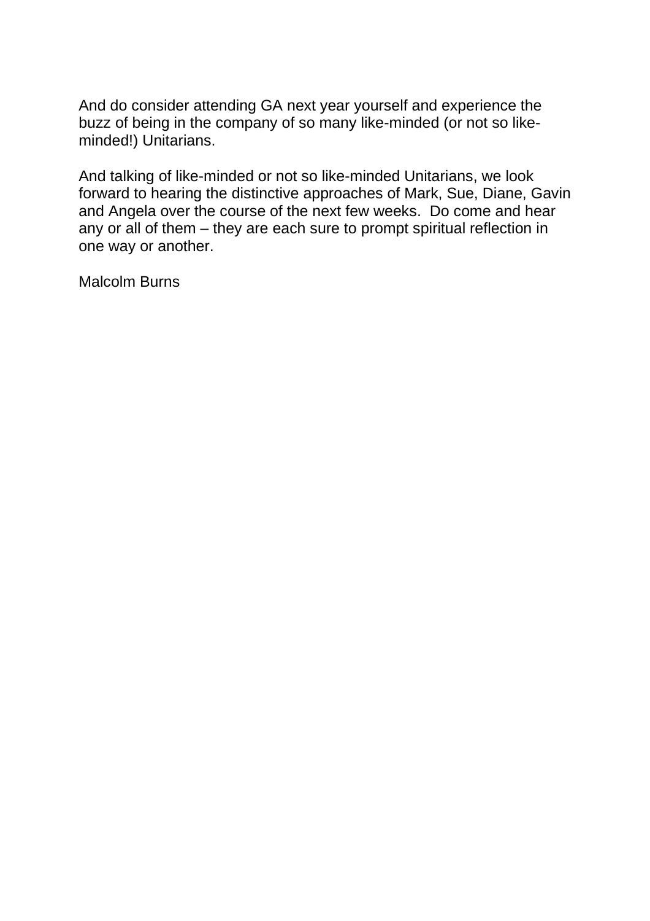And do consider attending GA next year yourself and experience the buzz of being in the company of so many like-minded (or not so like-minded!) Unitarians.

And talking of like-minded or not so like-minded Unitarians, we look forward to hearing the distinctive approaches of Mark, Sue, Diane, Gavin and Angela over the course of the next few weeks. Do come and hear any or all of them – they are each sure to prompt spiritual reflection in one way or another.

Malcolm Burns